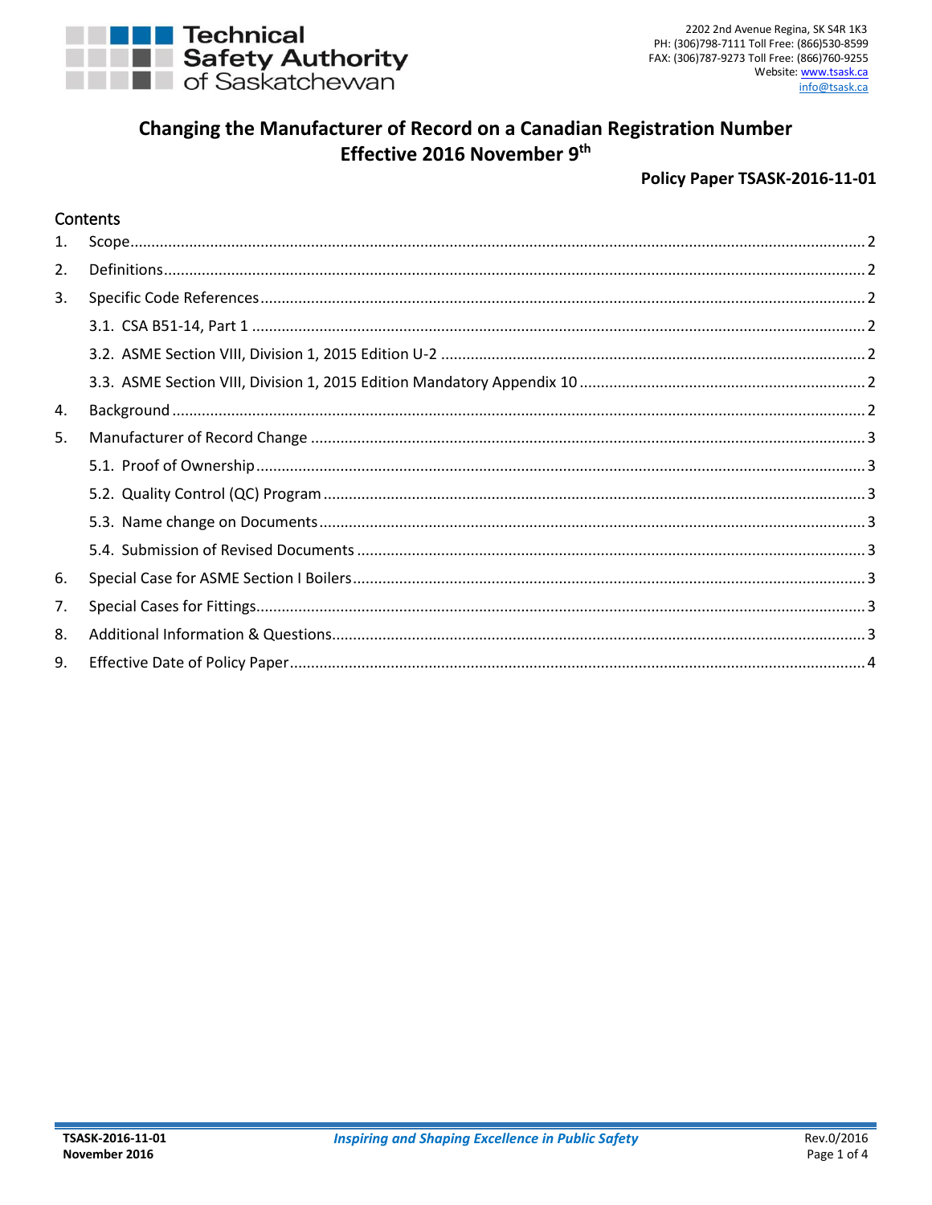Technical Safety Authority of Saskatchewan

2202 2nd Avenue Regina, SK S4R 1K3
PH: (306)798-7111 Toll Free: (866)530-8599
FAX: (306)787-9273 Toll Free: (866)760-9255
Website: www.tsask.ca
info@tsask.ca

# Changing the Manufacturer of Record on a Canadian Registration Number Effective 2016 November 9th

**Policy Paper TSASK-2016-11-01**

## Contents

1. Scope ........ 2
2. Definitions ........ 2
3. Specific Code References ........ 2
   - 3.1. CSA B51-14, Part 1 ........ 2
   - 3.2. ASME Section VIII, Division 1, 2015 Edition U-2 ........ 2
   - 3.3. ASME Section VIII, Division 1, 2015 Edition Mandatory Appendix 10 ........ 2
4. Background ........ 2
5. Manufacturer of Record Change ........ 3
   - 5.1. Proof of Ownership ........ 3
   - 5.2. Quality Control (QC) Program ........ 3
   - 5.3. Name change on Documents ........ 3
   - 5.4. Submission of Revised Documents ........ 3
6. Special Case for ASME Section I Boilers ........ 3
7. Special Cases for Fittings ........ 3
8. Additional Information & Questions ........ 3
9. Effective Date of Policy Paper ........ 4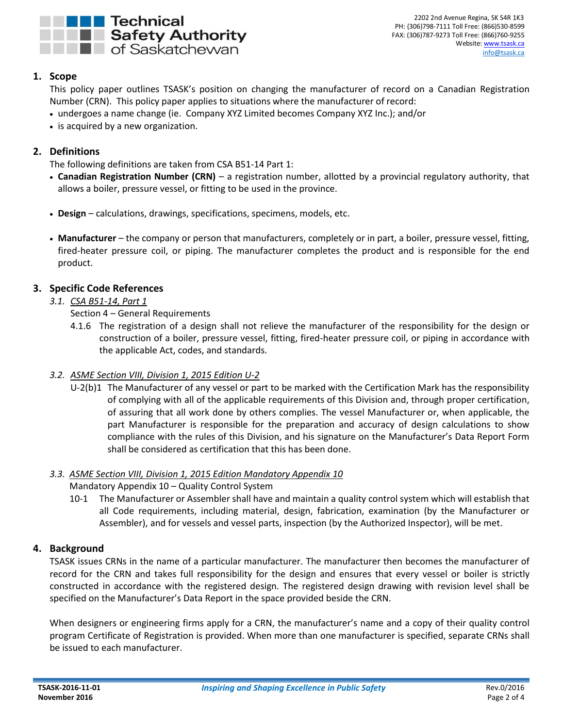## 1. Scope

This policy paper outlines TSASK's position on changing the manufacturer of record on a Canadian Registration Number (CRN). This policy paper applies to situations where the manufacturer of record:

- undergoes a name change (ie. Company XYZ Limited becomes Company XYZ Inc.); and/or
- is acquired by a new organization.

## 2. Definitions

The following definitions are taken from CSA B51-14 Part 1:

- **Canadian Registration Number (CRN)** – a registration number, allotted by a provincial regulatory authority, that allows a boiler, pressure vessel, or fitting to be used in the province.
- **Design** – calculations, drawings, specifications, specimens, models, etc.
- **Manufacturer** – the company or person that manufacturers, completely or in part, a boiler, pressure vessel, fitting, fired-heater pressure coil, or piping. The manufacturer completes the product and is responsible for the end product.

## 3. Specific Code References

### 3.1. *CSA B51-14, Part 1*

Section 4 – General Requirements

4.1.6 The registration of a design shall not relieve the manufacturer of the responsibility for the design or construction of a boiler, pressure vessel, fitting, fired-heater pressure coil, or piping in accordance with the applicable Act, codes, and standards.

### 3.2. *ASME Section VIII, Division 1, 2015 Edition U-2*

U-2(b)1 The Manufacturer of any vessel or part to be marked with the Certification Mark has the responsibility of complying with all of the applicable requirements of this Division and, through proper certification, of assuring that all work done by others complies. The vessel Manufacturer or, when applicable, the part Manufacturer is responsible for the preparation and accuracy of design calculations to show compliance with the rules of this Division, and his signature on the Manufacturer's Data Report Form shall be considered as certification that this has been done.

### 3.3. *ASME Section VIII, Division 1, 2015 Edition Mandatory Appendix 10*

Mandatory Appendix 10 – Quality Control System

10-1 The Manufacturer or Assembler shall have and maintain a quality control system which will establish that all Code requirements, including material, design, fabrication, examination (by the Manufacturer or Assembler), and for vessels and vessel parts, inspection (by the Authorized Inspector), will be met.

## 4. Background

TSASK issues CRNs in the name of a particular manufacturer. The manufacturer then becomes the manufacturer of record for the CRN and takes full responsibility for the design and ensures that every vessel or boiler is strictly constructed in accordance with the registered design. The registered design drawing with revision level shall be specified on the Manufacturer's Data Report in the space provided beside the CRN.

When designers or engineering firms apply for a CRN, the manufacturer's name and a copy of their quality control program Certificate of Registration is provided. When more than one manufacturer is specified, separate CRNs shall be issued to each manufacturer.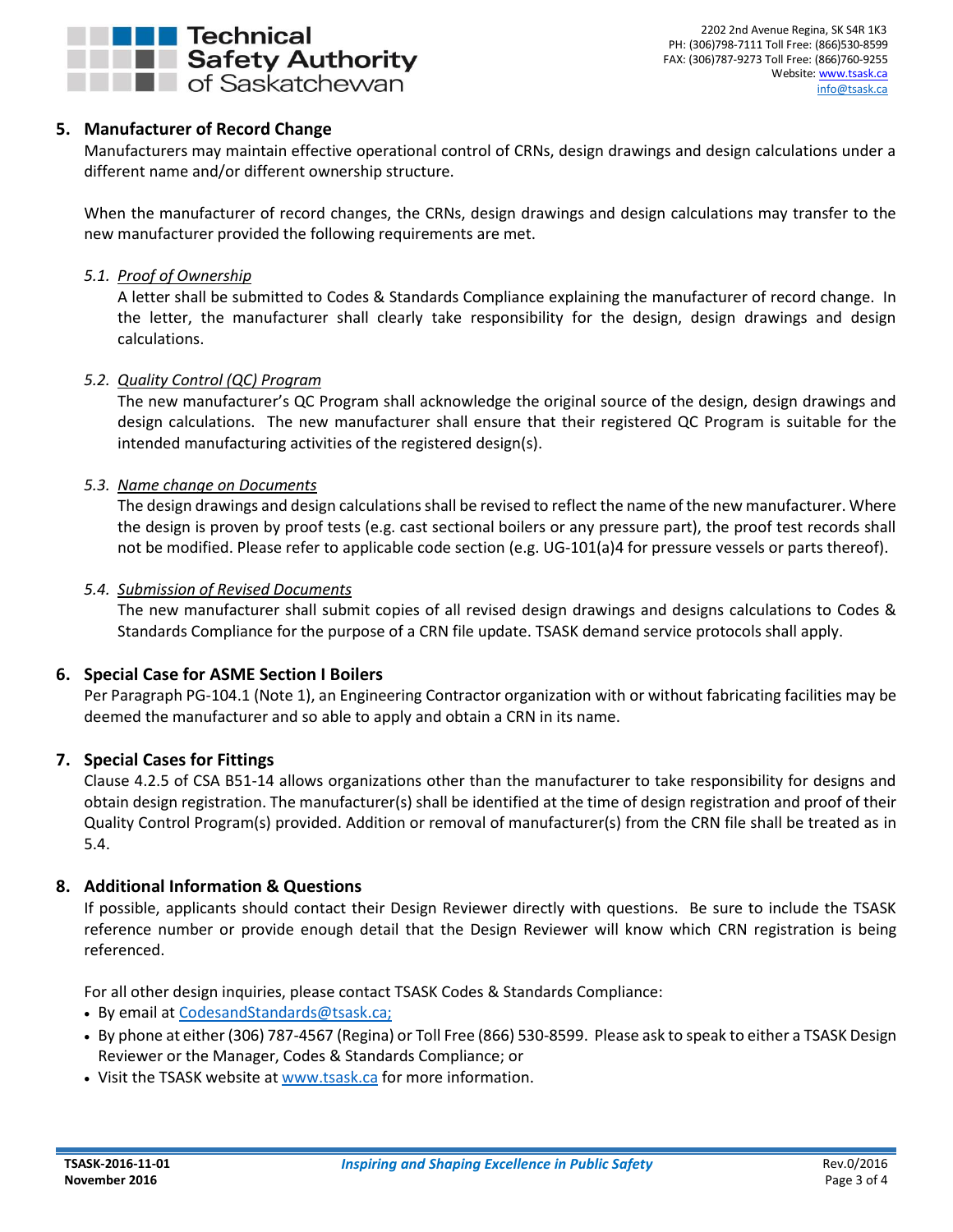## 5. Manufacturer of Record Change

Manufacturers may maintain effective operational control of CRNs, design drawings and design calculations under a different name and/or different ownership structure.

When the manufacturer of record changes, the CRNs, design drawings and design calculations may transfer to the new manufacturer provided the following requirements are met.

### 5.1. *Proof of Ownership*

A letter shall be submitted to Codes & Standards Compliance explaining the manufacturer of record change. In the letter, the manufacturer shall clearly take responsibility for the design, design drawings and design calculations.

### 5.2. *Quality Control (QC) Program*

The new manufacturer's QC Program shall acknowledge the original source of the design, design drawings and design calculations. The new manufacturer shall ensure that their registered QC Program is suitable for the intended manufacturing activities of the registered design(s).

### 5.3. *Name change on Documents*

The design drawings and design calculations shall be revised to reflect the name of the new manufacturer. Where the design is proven by proof tests (e.g. cast sectional boilers or any pressure part), the proof test records shall not be modified. Please refer to applicable code section (e.g. UG-101(a)4 for pressure vessels or parts thereof).

### 5.4. *Submission of Revised Documents*

The new manufacturer shall submit copies of all revised design drawings and designs calculations to Codes & Standards Compliance for the purpose of a CRN file update. TSASK demand service protocols shall apply.

## 6. Special Case for ASME Section I Boilers

Per Paragraph PG-104.1 (Note 1), an Engineering Contractor organization with or without fabricating facilities may be deemed the manufacturer and so able to apply and obtain a CRN in its name.

## 7. Special Cases for Fittings

Clause 4.2.5 of CSA B51-14 allows organizations other than the manufacturer to take responsibility for designs and obtain design registration. The manufacturer(s) shall be identified at the time of design registration and proof of their Quality Control Program(s) provided. Addition or removal of manufacturer(s) from the CRN file shall be treated as in 5.4.

## 8. Additional Information & Questions

If possible, applicants should contact their Design Reviewer directly with questions. Be sure to include the TSASK reference number or provide enough detail that the Design Reviewer will know which CRN registration is being referenced.

For all other design inquiries, please contact TSASK Codes & Standards Compliance:

- By email at CodesandStandards@tsask.ca;
- By phone at either (306) 787-4567 (Regina) or Toll Free (866) 530-8599. Please ask to speak to either a TSASK Design Reviewer or the Manager, Codes & Standards Compliance; or
- Visit the TSASK website at www.tsask.ca for more information.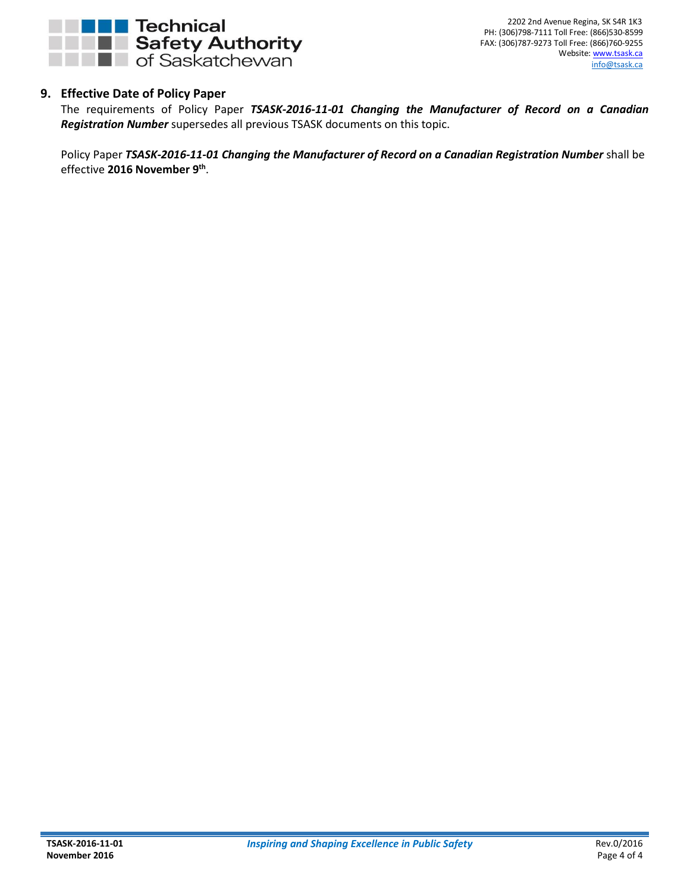## 9. Effective Date of Policy Paper

The requirements of Policy Paper ***TSASK-2016-11-01 Changing the Manufacturer of Record on a Canadian Registration Number*** supersedes all previous TSASK documents on this topic.

Policy Paper ***TSASK-2016-11-01 Changing the Manufacturer of Record on a Canadian Registration Number*** shall be effective **2016 November 9th**.